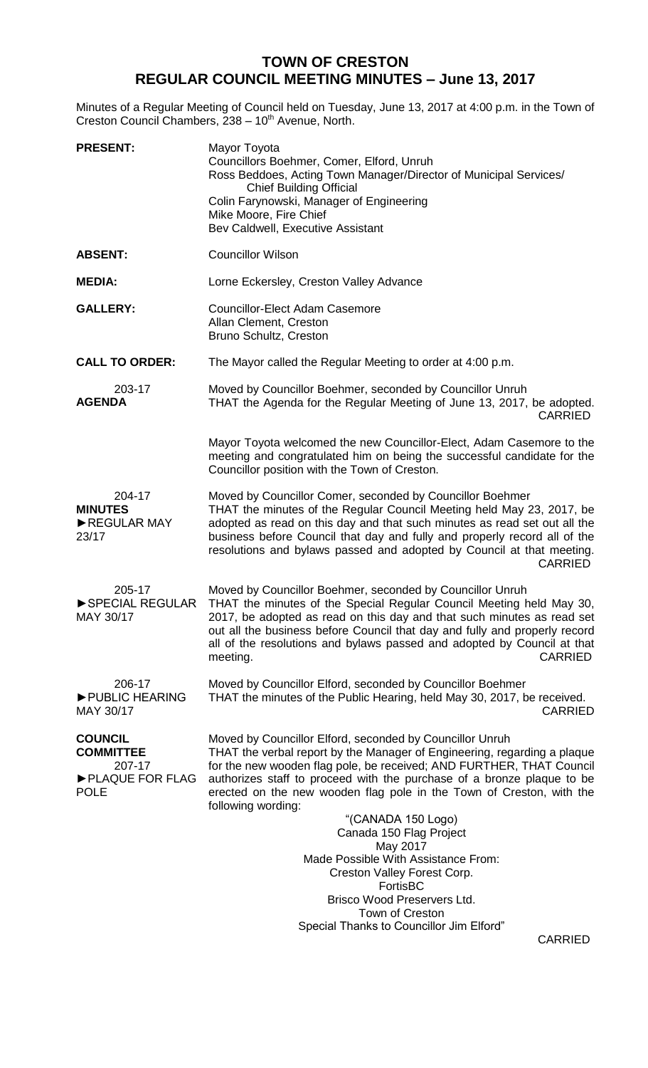# TOWN OF CRESTON
## REGULAR COUNCIL MEETING MINUTES – June 13, 2017

Minutes of a Regular Meeting of Council held on Tuesday, June 13, 2017 at 4:00 p.m. in the Town of Creston Council Chambers, 238 – 10th Avenue, North.

**PRESENT:** Mayor Toyota
Councillors Boehmer, Comer, Elford, Unruh
Ross Beddoes, Acting Town Manager/Director of Municipal Services/ Chief Building Official
Colin Farynowski, Manager of Engineering
Mike Moore, Fire Chief
Bev Caldwell, Executive Assistant

**ABSENT:** Councillor Wilson

**MEDIA:** Lorne Eckersley, Creston Valley Advance

**GALLERY:** Councillor-Elect Adam Casemore
Allan Clement, Creston
Bruno Schultz, Creston

**CALL TO ORDER:** The Mayor called the Regular Meeting to order at 4:00 p.m.

203-17
**AGENDA**

Moved by Councillor Boehmer, seconded by Councillor Unruh
THAT the Agenda for the Regular Meeting of June 13, 2017, be adopted.
CARRIED

Mayor Toyota welcomed the new Councillor-Elect, Adam Casemore to the meeting and congratulated him on being the successful candidate for the Councillor position with the Town of Creston.

204-17
**MINUTES**
►REGULAR MAY 23/17

Moved by Councillor Comer, seconded by Councillor Boehmer
THAT the minutes of the Regular Council Meeting held May 23, 2017, be adopted as read on this day and that such minutes as read set out all the business before Council that day and fully and properly record all of the resolutions and bylaws passed and adopted by Council at that meeting.
CARRIED

205-17
►SPECIAL REGULAR MAY 30/17

Moved by Councillor Boehmer, seconded by Councillor Unruh
THAT the minutes of the Special Regular Council Meeting held May 30, 2017, be adopted as read on this day and that such minutes as read set out all the business before Council that day and fully and properly record all of the resolutions and bylaws passed and adopted by Council at that meeting.
CARRIED

206-17
►PUBLIC HEARING MAY 30/17

Moved by Councillor Elford, seconded by Councillor Boehmer
THAT the minutes of the Public Hearing, held May 30, 2017, be received.
CARRIED

**COUNCIL COMMITTEE**
207-17
►PLAQUE FOR FLAG POLE

Moved by Councillor Elford, seconded by Councillor Unruh
THAT the verbal report by the Manager of Engineering, regarding a plaque for the new wooden flag pole, be received; AND FURTHER, THAT Council authorizes staff to proceed with the purchase of a bronze plaque to be erected on the new wooden flag pole in the Town of Creston, with the following wording:

"(CANADA 150 Logo)
Canada 150 Flag Project
May 2017
Made Possible With Assistance From:
Creston Valley Forest Corp.
FortisBC
Brisco Wood Preservers Ltd.
Town of Creston
Special Thanks to Councillor Jim Elford"

CARRIED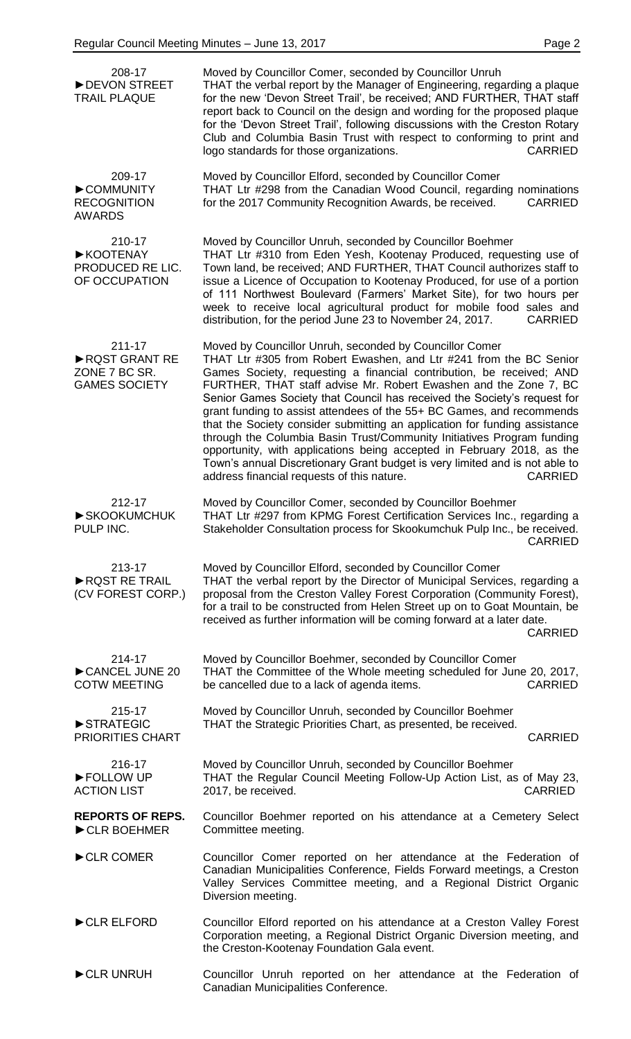208-17
►DEVON STREET TRAIL PLAQUE

Moved by Councillor Comer, seconded by Councillor Unruh
THAT the verbal report by the Manager of Engineering, regarding a plaque for the new 'Devon Street Trail', be received; AND FURTHER, THAT staff report back to Council on the design and wording for the proposed plaque for the 'Devon Street Trail', following discussions with the Creston Rotary Club and Columbia Basin Trust with respect to conforming to print and logo standards for those organizations. CARRIED

209-17
►COMMUNITY RECOGNITION AWARDS

Moved by Councillor Elford, seconded by Councillor Comer
THAT Ltr #298 from the Canadian Wood Council, regarding nominations for the 2017 Community Recognition Awards, be received. CARRIED

210-17
►KOOTENAY PRODUCED RE LIC. OF OCCUPATION

Moved by Councillor Unruh, seconded by Councillor Boehmer
THAT Ltr #310 from Eden Yesh, Kootenay Produced, requesting use of Town land, be received; AND FURTHER, THAT Council authorizes staff to issue a Licence of Occupation to Kootenay Produced, for use of a portion of 111 Northwest Boulevard (Farmers' Market Site), for two hours per week to receive local agricultural product for mobile food sales and distribution, for the period June 23 to November 24, 2017. CARRIED

211-17
►RQST GRANT RE ZONE 7 BC SR. GAMES SOCIETY

Moved by Councillor Unruh, seconded by Councillor Comer
THAT Ltr #305 from Robert Ewashen, and Ltr #241 from the BC Senior Games Society, requesting a financial contribution, be received; AND FURTHER, THAT staff advise Mr. Robert Ewashen and the Zone 7, BC Senior Games Society that Council has received the Society's request for grant funding to assist attendees of the 55+ BC Games, and recommends that the Society consider submitting an application for funding assistance through the Columbia Basin Trust/Community Initiatives Program funding opportunity, with applications being accepted in February 2018, as the Town's annual Discretionary Grant budget is very limited and is not able to address financial requests of this nature. CARRIED

212-17
►SKOOKUMCHUK PULP INC.

Moved by Councillor Comer, seconded by Councillor Boehmer
THAT Ltr #297 from KPMG Forest Certification Services Inc., regarding a Stakeholder Consultation process for Skookumchuk Pulp Inc., be received. CARRIED

213-17
►RQST RE TRAIL (CV FOREST CORP.)

Moved by Councillor Elford, seconded by Councillor Comer
THAT the verbal report by the Director of Municipal Services, regarding a proposal from the Creston Valley Forest Corporation (Community Forest), for a trail to be constructed from Helen Street up on to Goat Mountain, be received as further information will be coming forward at a later date. CARRIED

214-17
►CANCEL JUNE 20 COTW MEETING

Moved by Councillor Boehmer, seconded by Councillor Comer
THAT the Committee of the Whole meeting scheduled for June 20, 2017, be cancelled due to a lack of agenda items. CARRIED

215-17
►STRATEGIC PRIORITIES CHART

Moved by Councillor Unruh, seconded by Councillor Boehmer
THAT the Strategic Priorities Chart, as presented, be received. CARRIED

216-17
►FOLLOW UP ACTION LIST

Moved by Councillor Unruh, seconded by Councillor Boehmer
THAT the Regular Council Meeting Follow-Up Action List, as of May 23, 2017, be received. CARRIED

**REPORTS OF REPS.**

►CLR BOEHMER

Councillor Boehmer reported on his attendance at a Cemetery Select Committee meeting.

►CLR COMER

Councillor Comer reported on her attendance at the Federation of Canadian Municipalities Conference, Fields Forward meetings, a Creston Valley Services Committee meeting, and a Regional District Organic Diversion meeting.

►CLR ELFORD

Councillor Elford reported on his attendance at a Creston Valley Forest Corporation meeting, a Regional District Organic Diversion meeting, and the Creston-Kootenay Foundation Gala event.

►CLR UNRUH

Councillor Unruh reported on her attendance at the Federation of Canadian Municipalities Conference.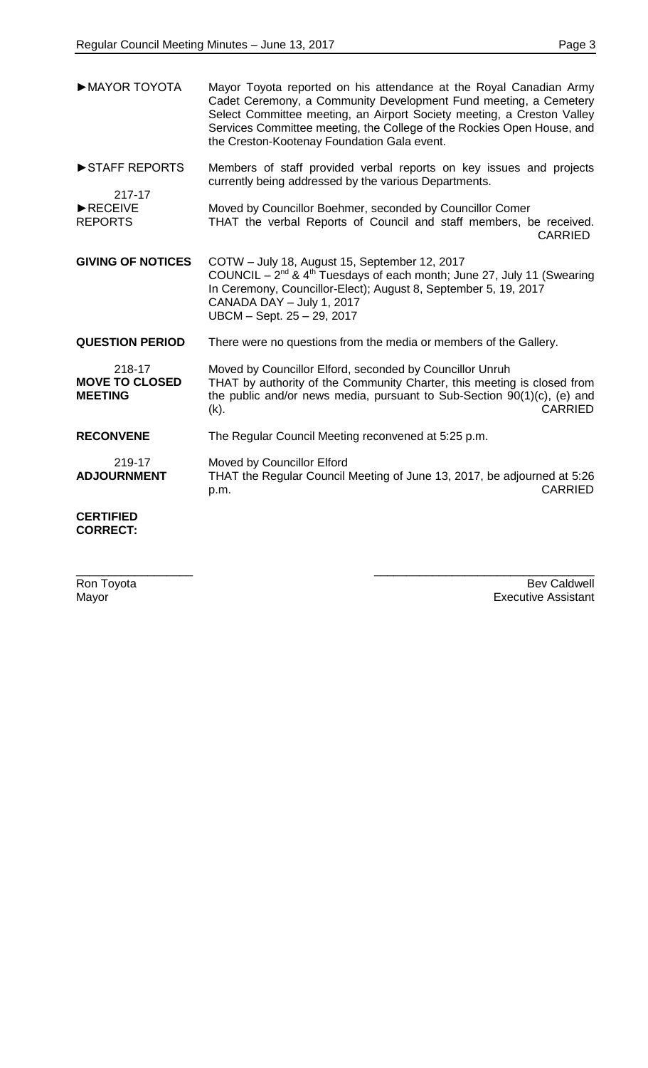| | |
|---|---|
| ►MAYOR TOYOTA | Mayor Toyota reported on his attendance at the Royal Canadian Army Cadet Ceremony, a Community Development Fund meeting, a Cemetery Select Committee meeting, an Airport Society meeting, a Creston Valley Services Committee meeting, the College of the Rockies Open House, and the Creston-Kootenay Foundation Gala event. |
| ►STAFF REPORTS | Members of staff provided verbal reports on key issues and projects currently being addressed by the various Departments. |
| 217-17 ►RECEIVE REPORTS | Moved by Councillor Boehmer, seconded by Councillor Comer THAT the verbal Reports of Council and staff members, be received. CARRIED |
| **GIVING OF NOTICES** | COTW – July 18, August 15, September 12, 2017<br>COUNCIL – 2nd & 4th Tuesdays of each month; June 27, July 11 (Swearing In Ceremony, Councillor-Elect); August 8, September 5, 19, 2017<br>CANADA DAY – July 1, 2017<br>UBCM – Sept. 25 – 29, 2017 |
| **QUESTION PERIOD** | There were no questions from the media or members of the Gallery. |
| 218-17 **MOVE TO CLOSED MEETING** | Moved by Councillor Elford, seconded by Councillor Unruh THAT by authority of the Community Charter, this meeting is closed from the public and/or news media, pursuant to Sub-Section 90(1)(c), (e) and (k). CARRIED |
| **RECONVENE** | The Regular Council Meeting reconvened at 5:25 p.m. |
| 219-17 **ADJOURNMENT** | Moved by Councillor Elford THAT the Regular Council Meeting of June 13, 2017, be adjourned at 5:26 p.m. CARRIED |

**CERTIFIED CORRECT:**

\_\_\_\_\_\_\_\_\_\_\_\_\_\_\_\_\_\_
Ron Toyota
Mayor

\_\_\_\_\_\_\_\_\_\_\_\_\_\_\_\_\_\_
Bev Caldwell
Executive Assistant